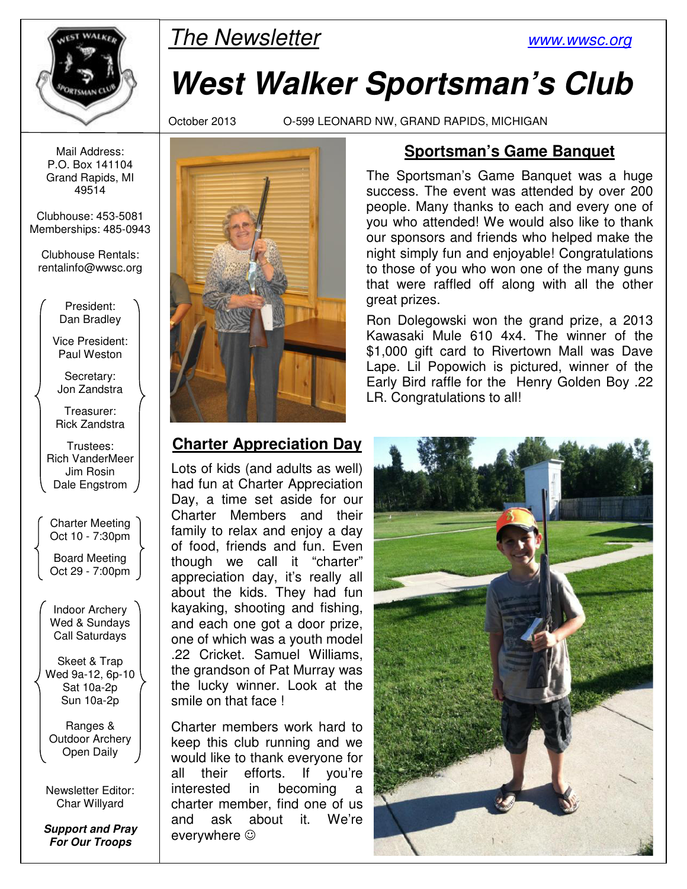The Newsletter

www.wwsc.org

# West Walker Sportsman's Club

October 2013 O-599 LEONARD NW, GRAND RAPIDS, MICHIGAN

Mail Address:
P.O. Box 141104
Grand Rapids, MI
49514

Clubhouse: 453-5081
Memberships: 485-0943

Clubhouse Rentals:
rentalinfo@wwsc.org

President:
Dan Bradley

Vice President:
Paul Weston

Secretary:
Jon Zandstra

Treasurer:
Rick Zandstra

Trustees:
Rich VanderMeer
Jim Rosin
Dale Engstrom

Charter Meeting
Oct 10 - 7:30pm

Board Meeting
Oct 29 - 7:00pm

Indoor Archery
Wed & Sundays
Call Saturdays

Skeet & Trap
Wed 9a-12, 6p-10
Sat 10a-2p
Sun 10a-2p

Ranges &
Outdoor Archery
Open Daily

Newsletter Editor:
Char Willyard

***Support and Pray For Our Troops***

## Sportsman's Game Banquet

The Sportsman's Game Banquet was a huge success. The event was attended by over 200 people. Many thanks to each and every one of you who attended! We would also like to thank our sponsors and friends who helped make the night simply fun and enjoyable! Congratulations to those of you who won one of the many guns that were raffled off along with all the other great prizes.

Ron Dolegowski won the grand prize, a 2013 Kawasaki Mule 610 4x4. The winner of the $1,000 gift card to Rivertown Mall was Dave Lape. Lil Popowich is pictured, winner of the Early Bird raffle for the Henry Golden Boy .22 LR. Congratulations to all!

## Charter Appreciation Day

Lots of kids (and adults as well) had fun at Charter Appreciation Day, a time set aside for our Charter Members and their family to relax and enjoy a day of food, friends and fun. Even though we call it "charter" appreciation day, it's really all about the kids. They had fun kayaking, shooting and fishing, and each one got a door prize, one of which was a youth model .22 Cricket. Samuel Williams, the grandson of Pat Murray was the lucky winner. Look at the smile on that face !

Charter members work hard to keep this club running and we would like to thank everyone for all their efforts. If you're interested in becoming a charter member, find one of us and ask about it. We're everywhere ☺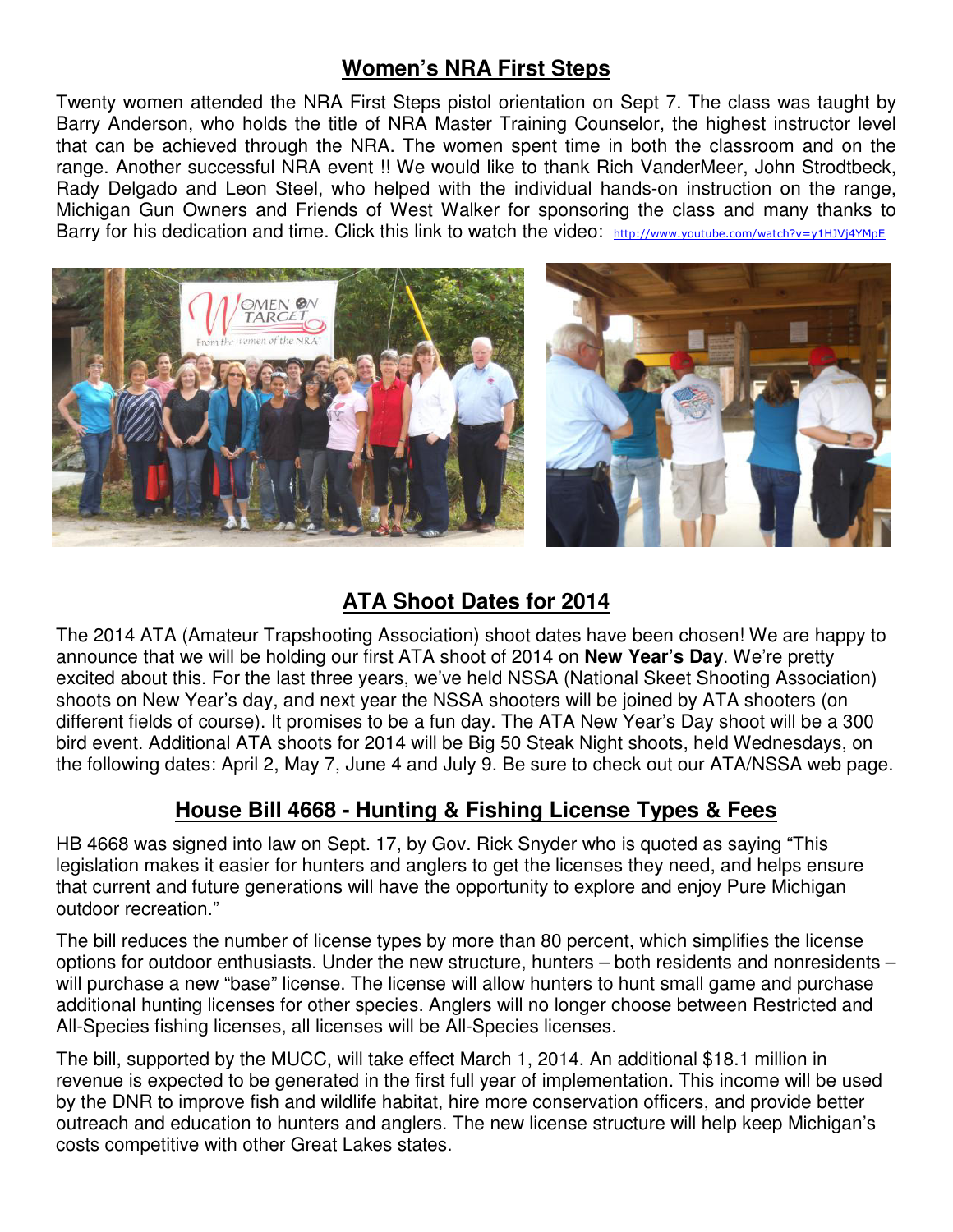## Women's NRA First Steps

Twenty women attended the NRA First Steps pistol orientation on Sept 7. The class was taught by Barry Anderson, who holds the title of NRA Master Training Counselor, the highest instructor level that can be achieved through the NRA. The women spent time in both the classroom and on the range. Another successful NRA event !! We would like to thank Rich VanderMeer, John Strodtbeck, Rady Delgado and Leon Steel, who helped with the individual hands-on instruction on the range, Michigan Gun Owners and Friends of West Walker for sponsoring the class and many thanks to Barry for his dedication and time. Click this link to watch the video: http://www.youtube.com/watch?v=y1HJVj4YMpE

## ATA Shoot Dates for 2014

The 2014 ATA (Amateur Trapshooting Association) shoot dates have been chosen! We are happy to announce that we will be holding our first ATA shoot of 2014 on **New Year's Day**. We're pretty excited about this. For the last three years, we've held NSSA (National Skeet Shooting Association) shoots on New Year's day, and next year the NSSA shooters will be joined by ATA shooters (on different fields of course). It promises to be a fun day. The ATA New Year's Day shoot will be a 300 bird event. Additional ATA shoots for 2014 will be Big 50 Steak Night shoots, held Wednesdays, on the following dates: April 2, May 7, June 4 and July 9. Be sure to check out our ATA/NSSA web page.

## House Bill 4668 - Hunting & Fishing License Types & Fees

HB 4668 was signed into law on Sept. 17, by Gov. Rick Snyder who is quoted as saying "This legislation makes it easier for hunters and anglers to get the licenses they need, and helps ensure that current and future generations will have the opportunity to explore and enjoy Pure Michigan outdoor recreation."

The bill reduces the number of license types by more than 80 percent, which simplifies the license options for outdoor enthusiasts. Under the new structure, hunters – both residents and nonresidents – will purchase a new "base" license. The license will allow hunters to hunt small game and purchase additional hunting licenses for other species. Anglers will no longer choose between Restricted and All-Species fishing licenses, all licenses will be All-Species licenses.

The bill, supported by the MUCC, will take effect March 1, 2014. An additional $18.1 million in revenue is expected to be generated in the first full year of implementation. This income will be used by the DNR to improve fish and wildlife habitat, hire more conservation officers, and provide better outreach and education to hunters and anglers. The new license structure will help keep Michigan's costs competitive with other Great Lakes states.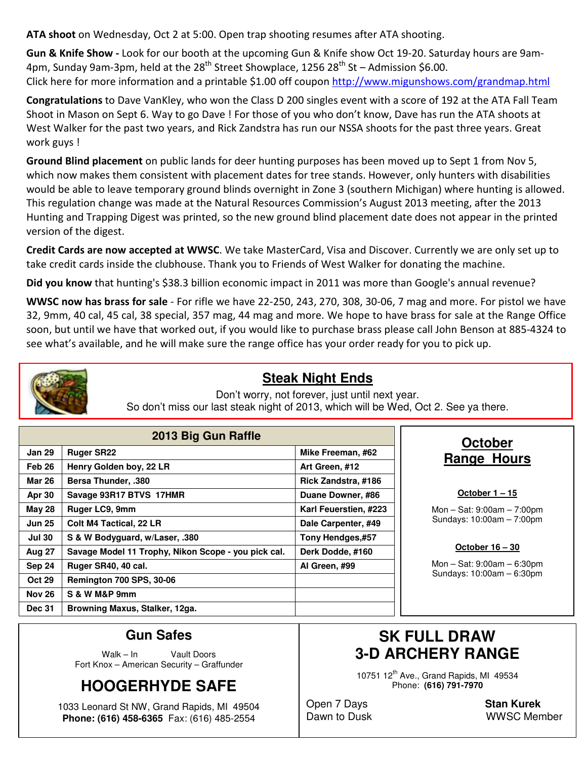**ATA shoot** on Wednesday, Oct 2 at 5:00. Open trap shooting resumes after ATA shooting.

**Gun & Knife Show -** Look for our booth at the upcoming Gun & Knife show Oct 19-20. Saturday hours are 9am-4pm, Sunday 9am-3pm, held at the 28th Street Showplace, 1256 28th St – Admission $6.00.
Click here for more information and a printable $1.00 off coupon http://www.migunshows.com/grandmap.html

**Congratulations** to Dave VanKley, who won the Class D 200 singles event with a score of 192 at the ATA Fall Team Shoot in Mason on Sept 6. Way to go Dave ! For those of you who don't know, Dave has run the ATA shoots at West Walker for the past two years, and Rick Zandstra has run our NSSA shoots for the past three years. Great work guys !

**Ground Blind placement** on public lands for deer hunting purposes has been moved up to Sept 1 from Nov 5, which now makes them consistent with placement dates for tree stands. However, only hunters with disabilities would be able to leave temporary ground blinds overnight in Zone 3 (southern Michigan) where hunting is allowed. This regulation change was made at the Natural Resources Commission's August 2013 meeting, after the 2013 Hunting and Trapping Digest was printed, so the new ground blind placement date does not appear in the printed version of the digest.

**Credit Cards are now accepted at WWSC**. We take MasterCard, Visa and Discover. Currently we are only set up to take credit cards inside the clubhouse. Thank you to Friends of West Walker for donating the machine.

**Did you know** that hunting's $38.3 billion economic impact in 2011 was more than Google's annual revenue?

**WWSC now has brass for sale** - For rifle we have 22-250, 243, 270, 308, 30-06, 7 mag and more. For pistol we have 32, 9mm, 40 cal, 45 cal, 38 special, 357 mag, 44 mag and more. We hope to have brass for sale at the Range Office soon, but until we have that worked out, if you would like to purchase brass please call John Benson at 885-4324 to see what's available, and he will make sure the range office has your order ready for you to pick up.

## Steak Night Ends

Don't worry, not forever, just until next year.
So don't miss our last steak night of 2013, which will be Wed, Oct 2. See ya there.

**2013 Big Gun Raffle**

| Date | Gun | Winner |
|---|---|---|
| Jan 29 | Ruger SR22 | Mike Freeman, #62 |
| Feb 26 | Henry Golden boy, 22 LR | Art Green, #12 |
| Mar 26 | Bersa Thunder, .380 | Rick Zandstra, #186 |
| Apr 30 | Savage 93R17 BTVS 17HMR | Duane Downer, #86 |
| May 28 | Ruger LC9, 9mm | Karl Feuerstien, #223 |
| Jun 25 | Colt M4 Tactical, 22 LR | Dale Carpenter, #49 |
| Jul 30 | S & W Bodyguard, w/Laser, .380 | Tony Hendges,#57 |
| Aug 27 | Savage Model 11 Trophy, Nikon Scope - you pick cal. | Derk Dodde, #160 |
| Sep 24 | Ruger SR40, 40 cal. | Al Green, #99 |
| Oct 29 | Remington 700 SPS, 30-06 | |
| Nov 26 | S & W M&P 9mm | |
| Dec 31 | Browning Maxus, Stalker, 12ga. | |

## October Range Hours

**October 1 – 15**

Mon – Sat: 9:00am – 7:00pm
Sundays: 10:00am – 7:00pm

**October 16 – 30**

Mon – Sat: 9:00am – 6:30pm
Sundays: 10:00am – 6:30pm

## Gun Safes

Walk – In Vault Doors
Fort Knox – American Security – Graffunder

## HOOGERHYDE SAFE

1033 Leonard St NW, Grand Rapids, MI 49504
**Phone: (616) 458-6365** Fax: (616) 485-2554

## SK FULL DRAW 3-D ARCHERY RANGE

10751 12th Ave., Grand Rapids, MI 49534
Phone: **(616) 791-7970**

Open 7 Days
Dawn to Dusk

**Stan Kurek**
WWSC Member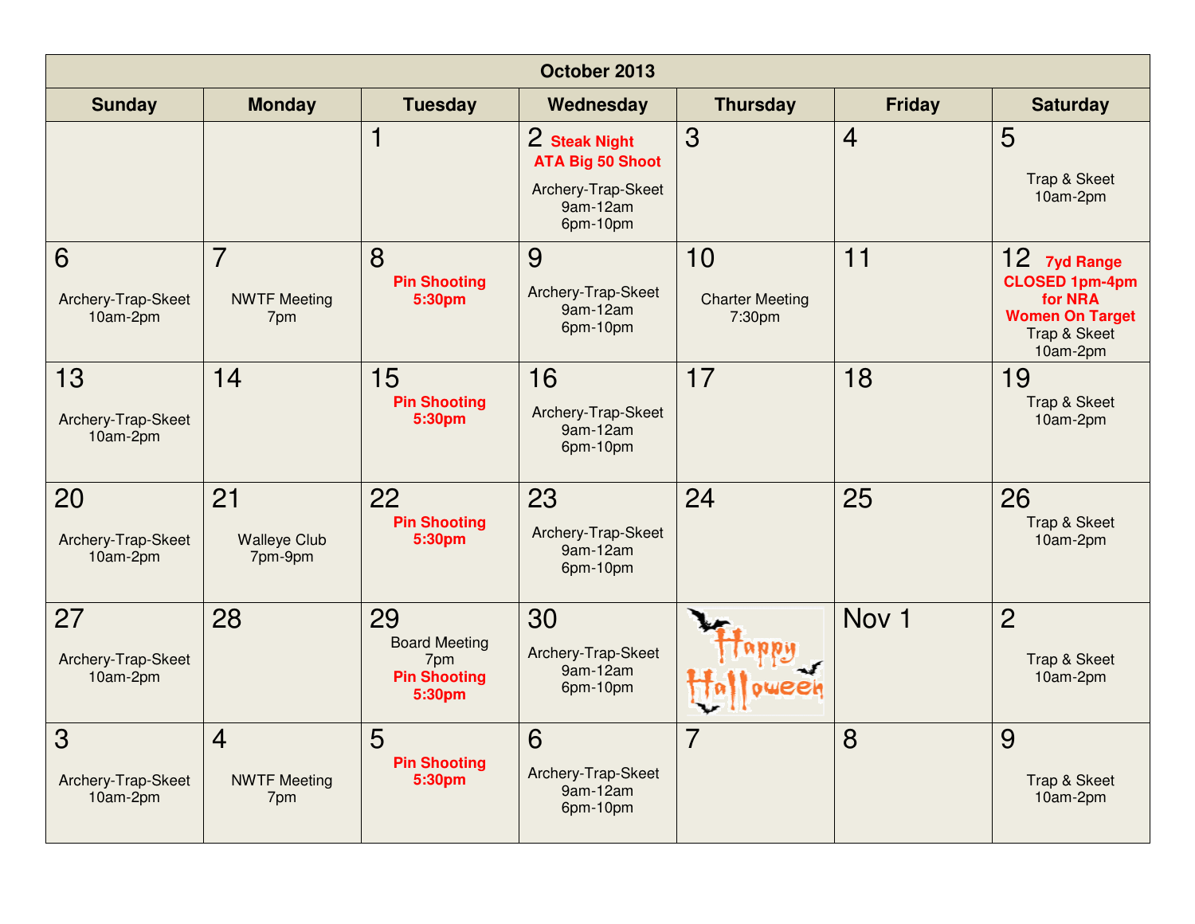| October 2013 | | | | | | |
|---|---|---|---|---|---|---|
| **Sunday** | **Monday** | **Tuesday** | **Wednesday** | **Thursday** | **Friday** | **Saturday** |
| | | 1 | 2 **Steak Night** **ATA Big 50 Shoot** Archery-Trap-Skeet 9am-12am 6pm-10pm | 3 | 4 | 5 Trap & Skeet 10am-2pm |
| 6 Archery-Trap-Skeet 10am-2pm | 7 NWTF Meeting 7pm | 8 **Pin Shooting 5:30pm** | 9 Archery-Trap-Skeet 9am-12am 6pm-10pm | 10 Charter Meeting 7:30pm | 11 | 12 **7yd Range CLOSED 1pm-4pm for NRA Women On Target** Trap & Skeet 10am-2pm |
| 13 Archery-Trap-Skeet 10am-2pm | 14 | 15 **Pin Shooting 5:30pm** | 16 Archery-Trap-Skeet 9am-12am 6pm-10pm | 17 | 18 | 19 Trap & Skeet 10am-2pm |
| 20 Archery-Trap-Skeet 10am-2pm | 21 Walleye Club 7pm-9pm | 22 **Pin Shooting 5:30pm** | 23 Archery-Trap-Skeet 9am-12am 6pm-10pm | 24 | 25 | 26 Trap & Skeet 10am-2pm |
| 27 Archery-Trap-Skeet 10am-2pm | 28 | 29 Board Meeting 7pm **Pin Shooting 5:30pm** | 30 Archery-Trap-Skeet 9am-12am 6pm-10pm | Happy Halloween | Nov 1 | 2 Trap & Skeet 10am-2pm |
| 3 Archery-Trap-Skeet 10am-2pm | 4 NWTF Meeting 7pm | 5 **Pin Shooting 5:30pm** | 6 Archery-Trap-Skeet 9am-12am 6pm-10pm | 7 | 8 | 9 Trap & Skeet 10am-2pm |